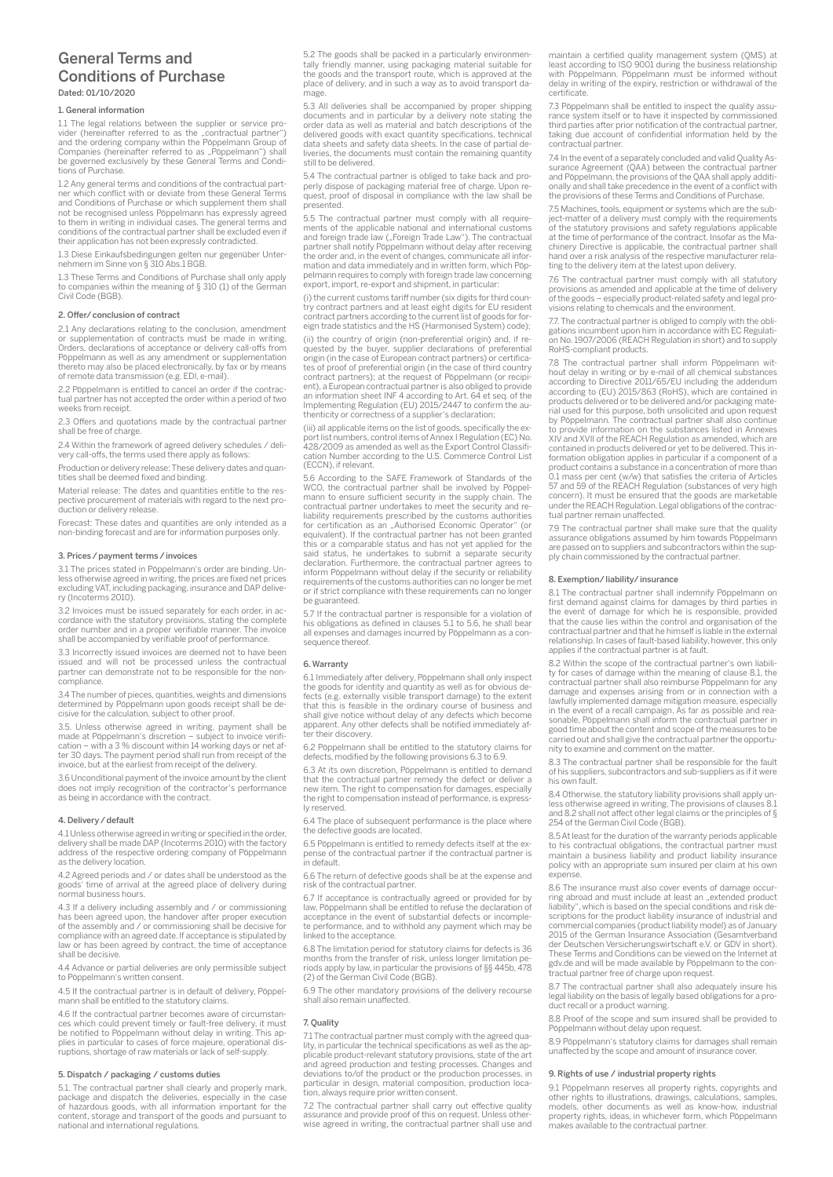# General Terms and Conditions of Purchase

**Dated: 01/10/2020**

## 1. General information

1.1 The legal relations between the supplier or service provider (hereinafter referred to as the „contractual partner") and the ordering company within the Pöppelmann Group of Companies (hereinafter referred to as „Pöppelmann") shall be governed exclusively by these General Terms and Conditions of Purchase.

1.2 Any general terms and conditions of the contractual partner which conflict with or deviate from these General Terms and Conditions of Purchase or which supplement them shall not be recognised unless Pöppelmann has expressly agreed to them in writing in individual cases. The general terms and conditions of the contractual partner shall be excluded even if their application has not been expressly contradicted.

1.3 Diese Einkaufsbedingungen gelten nur gegenüber Unternehmern im Sinne von § 310 Abs.1 BGB.

1.3 These Terms and Conditions of Purchase shall only apply to companies within the meaning of § 310 (1) of the German Civil Code (BGB).

## 2. Offer/ conclusion of contract

2.1 Any declarations relating to the conclusion, amendment or supplementation of contracts must be made in writing. Orders, declarations of acceptance or delivery call-offs from Pöppelmann as well as any amendment or supplementation thereto may also be placed electronically, by fax or by means of remote data transmission (e.g. EDI, e-mail).

2.2 Pöppelmann is entitled to cancel an order if the contractual partner has not accepted the order within a period of two weeks from receipt.

2.3 Offers and quotations made by the contractual partner shall be free of charge.

2.4 Within the framework of agreed delivery schedules / delivery call-offs, the terms used there apply as follows:

Production or delivery release: These delivery dates and quantities shall be deemed fixed and binding.

Material release: The dates and quantities entitle to the respective procurement of materials with regard to the next production or delivery release.

Forecast: These dates and quantities are only intended as a non-binding forecast and are for information purposes only.

## 3. Prices / payment terms / invoices

3.1 The prices stated in Pöppelmann's order are binding. Unless otherwise agreed in writing, the prices are fixed net prices excluding VAT, including packaging, insurance and DAP delivery (Incoterms 2010).

3.2 Invoices must be issued separately for each order, in accordance with the statutory provisions, stating the complete order number and in a proper verifiable manner. The invoice shall be accompanied by verifiable proof of performance.

3.3 Incorrectly issued invoices are deemed not to have been issued and will not be processed unless the contractual partner can demonstrate not to be responsible for the non-compliance.

3.4 The number of pieces, quantities, weights and dimensions determined by Pöppelmann upon goods receipt shall be decisive for the calculation, subject to other proof.

3.5. Unless otherwise agreed in writing, payment shall be made at Pöppelmann's discretion – subject to invoice verification – with a 3 % discount within 14 working days or net after 30 days. The payment period shall run from receipt of the invoice, but at the earliest from receipt of the delivery.

3.6 Unconditional payment of the invoice amount by the client does not imply recognition of the contractor's performance as being in accordance with the contract.

## 4. Delivery / default

4.1 Unless otherwise agreed in writing or specified in the order, delivery shall be made DAP (Incoterms 2010) with the factory address of the respective ordering company of Pöppelmann as the delivery location.

4.2 Agreed periods and / or dates shall be understood as the goods' time of arrival at the agreed place of delivery during normal business hours.

4.3 If a delivery including assembly and / or commissioning has been agreed upon, the handover after proper execution of the assembly and / or commissioning shall be decisive for compliance with an agreed date. If acceptance is stipulated by law or has been agreed by contract, the time of acceptance shall be decisive.

4.4 Advance or partial deliveries are only permissible subject to Pöppelmann's written consent.

4.5 If the contractual partner is in default of delivery, Pöppelmann shall be entitled to the statutory claims.

4.6 If the contractual partner becomes aware of circumstances which could prevent timely or fault-free delivery, it must be notified to Pöppelmann without delay in writing. This applies in particular to cases of force majeure, operational disruptions, shortage of raw materials or lack of self-supply.

## 5. Dispatch / packaging / customs duties

5.1. The contractual partner shall clearly and properly mark, package and dispatch the deliveries, especially in the case of hazardous goods, with all information important for the content, storage and transport of the goods and pursuant to national and international regulations.

5.2 The goods shall be packed in a particularly environmentally friendly manner, using packaging material suitable for the goods and the transport route, which is approved at the place of delivery, and in such a way as to avoid transport damage.

5.3 All deliveries shall be accompanied by proper shipping documents and in particular by a delivery note stating the order data as well as material and batch descriptions of the delivered goods with exact quantity specifications, technical data sheets and safety data sheets. In the case of partial deliveries, the documents must contain the remaining quantity still to be delivered.

5.4 The contractual partner is obliged to take back and properly dispose of packaging material free of charge. Upon request, proof of disposal in compliance with the law shall be presented.

5.5 The contractual partner must comply with all requirements of the applicable national and international customs and foreign trade law („Foreign Trade Law"). The contractual partner shall notify Pöppelmann without delay after receiving the order and, in the event of changes, communicate all information and data immediately and in written form, which Pöppelmann requires to comply with foreign trade law concerning export, import, re-export and shipment, in particular:

(i) the current customs tariff number (six digits for third country contract partners and at least eight digits for EU resident contract partners according to the current list of goods for foreign trade statistics and the HS (Harmonised System) code);

(ii) the country of origin (non-preferential origin) and, if requested by the buyer, supplier declarations of preferential origin (in the case of European contract partners) or certificates of proof of preferential origin (in the case of third country contract partners); at the request of Pöppelmann (or recipient), a European contractual partner is also obliged to provide an information sheet INF 4 according to Art. 64 et seq. of the Implementing Regulation (EU) 2015/2447 to confirm the authenticity or correctness of a supplier's declaration;

(iii) all applicable items on the list of goods, specifically the export list numbers, control items of Annex I Regulation (EC) No. 428/2009 as amended as well as the Export Control Classification Number according to the U.S. Commerce Control List (ECCN), if relevant.

5.6 According to the SAFE Framework of Standards of the WCO, the contractual partner shall be involved by Pöppelmann to ensure sufficient security in the supply chain. The contractual partner undertakes to meet the security and reliability requirements prescribed by the customs authorities for certification as an „Authorised Economic Operator" (or equivalent). If the contractual partner has not been granted this or a comparable status and has not yet applied for the said status, he undertakes to submit a separate security declaration. Furthermore, the contractual partner agrees to inform Pöppelmann without delay if the security or reliability requirements of the customs authorities can no longer be met or if strict compliance with these requirements can no longer be guaranteed.

5.7 If the contractual partner is responsible for a violation of his obligations as defined in clauses 5.1 to 5.6, he shall bear all expenses and damages incurred by Pöppelmann as a consequence thereof.

## 6. Warranty

6.1 Immediately after delivery, Pöppelmann shall only inspect the goods for identity and quantity as well as for obvious defects (e.g. externally visible transport damage) to the extent that this is feasible in the ordinary course of business and shall give notice without delay of any defects which become apparent. Any other defects shall be notified immediately after their discovery.

6.2 Pöppelmann shall be entitled to the statutory claims for defects, modified by the following provisions 6.3 to 6.9.

6.3 At its own discretion, Pöppelmann is entitled to demand that the contractual partner remedy the defect or deliver a new item. The right to compensation for damages, especially the right to compensation instead of performance, is expressly reserved.

6.4 The place of subsequent performance is the place where the defective goods are located.

6.5 Pöppelmann is entitled to remedy defects itself at the expense of the contractual partner if the contractual partner is in default.

6.6 The return of defective goods shall be at the expense and risk of the contractual partner.

6.7 If acceptance is contractually agreed or provided for by law, Pöppelmann shall be entitled to refuse the declaration of acceptance in the event of substantial defects or incomplete performance, and to withhold any payment which may be linked to the acceptance.

6.8 The limitation period for statutory claims for defects is 36 months from the transfer of risk, unless longer limitation periods apply by law, in particular the provisions of §§ 445b, 478 (2) of the German Civil Code (BGB).

6.9 The other mandatory provisions of the delivery recourse shall also remain unaffected.

## 7. Quality

7.1 The contractual partner must comply with the agreed quality, in particular the technical specifications as well as the applicable product-relevant statutory provisions, state of the art and agreed production and testing processes. Changes and deviations to/of the product or the production processes, in particular in design, material composition, production location, always require prior written consent.

7.2 The contractual partner shall carry out effective quality assurance and provide proof of this on request. Unless otherwise agreed in writing, the contractual partner shall use and maintain a certified quality management system (QMS) at least according to ISO 9001 during the business relationship with Pöppelmann. Pöppelmann must be informed without delay in writing of the expiry, restriction or withdrawal of the certificate.

7.3 Pöppelmann shall be entitled to inspect the quality assurance system itself or to have it inspected by commissioned third parties after prior notification of the contractual partner, taking due account of confidential information held by the contractual partner.

7.4 In the event of a separately concluded and valid Quality Assurance Agreement (QAA) between the contractual partner and Pöppelmann, the provisions of the QAA shall apply additionally and shall take precedence in the event of a conflict with the provisions of these Terms and Conditions of Purchase.

7.5 Machines, tools, equipment or systems which are the subject-matter of a delivery must comply with the requirements of the statutory provisions and safety regulations applicable at the time of performance of the contract. Insofar as the Machinery Directive is applicable, the contractual partner shall hand over a risk analysis of the respective manufacturer relating to the delivery item at the latest upon delivery.

7.6 The contractual partner must comply with all statutory provisions as amended and applicable at the time of delivery of the goods – especially product-related safety and legal provisions relating to chemicals and the environment.

7.7. The contractual partner is obliged to comply with the obligations incumbent upon him in accordance with EC Regulation No. 1907/2006 (REACH Regulation in short) and to supply RoHS-compliant products.

7.8 The contractual partner shall inform Pöppelmann without delay in writing or by e-mail of all chemical substances according to Directive 2011/65/EU including the addendum according to (EU) 2015/863 (RoHS), which are contained in products delivered or to be delivered and/or packaging material used for this purpose, both unsolicited and upon request by Pöppelmann. The contractual partner shall also continue to provide information on the substances listed in Annexes XIV and XVII of the REACH Regulation as amended, which are contained in products delivered or yet to be delivered. This information obligation applies in particular if a component of a product contains a substance in a concentration of more than 0.1 mass per cent (w/w) that satisfies the criteria of Articles 57 and 59 of the REACH Regulation (substances of very high concern). It must be ensured that the goods are marketable under the REACH Regulation. Legal obligations of the contractual partner remain unaffected.

7.9 The contractual partner shall make sure that the quality assurance obligations assumed by him towards Pöppelmann are passed on to suppliers and subcontractors within the supply chain commissioned by the contractual partner.

## 8. Exemption/ liability/ insurance

8.1 The contractual partner shall indemnify Pöppelmann on first demand against claims for damages by third parties in the event of damage for which he is responsible, provided that the cause lies within the control and organisation of the contractual partner and that he himself is liable in the external relationship. In cases of fault-based liability, however, this only applies if the contractual partner is at fault.

8.2 Within the scope of the contractual partner's own liability for cases of damage within the meaning of clause 8.1, the contractual partner shall also reimburse Pöppelmann for any damage and expenses arising from or in connection with a lawfully implemented damage mitigation measure, especially in the event of a recall campaign. As far as possible and reasonable, Pöppelmann shall inform the contractual partner in good time about the content and scope of the measures to be carried out and shall give the contractual partner the opportunity to examine and comment on the matter.

8.3 The contractual partner shall be responsible for the fault of his suppliers, subcontractors and sub-suppliers as if it were his own fault.

8.4 Otherwise, the statutory liability provisions shall apply unless otherwise agreed in writing. The provisions of clauses 8.1 and 8.2 shall not affect other legal claims or the principles of § 254 of the German Civil Code (BGB).

8.5 At least for the duration of the warranty periods applicable to his contractual obligations, the contractual partner must maintain a business liability and product liability insurance policy with an appropriate sum insured per claim at his own expense.

8.6 The insurance must also cover events of damage occurring abroad and must include at least an „extended product liability", which is based on the special conditions and risk descriptions for the product liability insurance of industrial and commercial companies (product liability model) as of January 2015 of the German Insurance Association (Gesamtverband der Deutschen Versicherungswirtschaft e.V. or GDV in short). These Terms and Conditions can be viewed on the Internet at gdv.de and will be made available by Pöppelmann to the contractual partner free of charge upon request.

8.7 The contractual partner shall also adequately insure his legal liability on the basis of legally based obligations for a product recall or a product warning.

8.8 Proof of the scope and sum insured shall be provided to Pöppelmann without delay upon request.

8.9 Pöppelmann's statutory claims for damages shall remain unaffected by the scope and amount of insurance cover.

## 9. Rights of use / industrial property rights

9.1 Pöppelmann reserves all property rights, copyrights and other rights to illustrations, drawings, calculations, samples, models, other documents as well as know-how, industrial property rights, ideas, in whichever form, which Pöppelmann makes available to the contractual partner.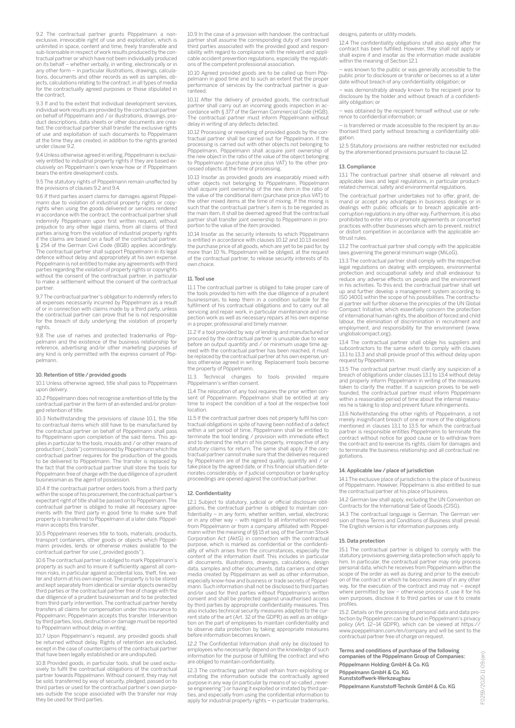9.2 The contractual partner grants Pöppelmann a non-exclusive, irrevocable right of use and exploitation, which is unlimited in space, content and time, freely transferable and sub-licensable in respect of work results produced by the contractual partner or which have not been individually produced on its behalf – whether verbally, in writing, electronically or in any other form – in particular illustrations, drawings, calculations, documents and other records as well as samples, objects, calculations relating to the contract, in all types of media for the contractually agreed purposes or those stipulated in the contract.

9.3 If and to the extent that individual development services, individual work results are provided by the contractual partner on behalf of Pöppelmann and / or illustrations, drawings, product descriptions, data sheets or other documents are created, the contractual partner shall transfer the exclusive rights of use and exploitation of such documents to Pöppelmann at the time they are created, in addition to the rights granted under clause 9.2.

9.4 Unless otherwise agreed in writing, Pöppelmann is exclusively entitled to industrial property rights if they are based exclusively on Pöppelmann's own know-how or if Pöppelmann bears the entire development costs.

9.5 The statutory rights of Pöppelmann remain unaffected by the provisions of clauses 9.2 and 9.4.

9.6 If third parties assert claims for damages against Pöppelmann due to violation of industrial property rights or copyrights when using the goods delivered or services rendered in accordance with the contract, the contractual partner shall indemnify Pöppelmann upon first written request, without prejudice to any other legal claims, from all claims of third parties arising from the violation of industrial property rights if the claims are based on a fault of the contractual partner. § 254 of the German Civil Code (BGB) applies accordingly. The contractual partner shall support Pöppelmann in its legal defence without delay and appropriately at his own expense. Pöppelmann is not entitled to make any agreements with third parties regarding the violation of property rights or copyrights without the consent of the contractual partner, in particular to make a settlement without the consent of the contractual partner.

9.7 The contractual partner's obligation to indemnify refers to all expenses necessarily incurred by Pöppelmann as a result of or in connection with claims made by a third party, unless the contractual partner can prove that he is not responsible for the breach of duty underlying the violation of property rights.

9.8 The use of names and protected trademarks of Pöppelmann and the existence of the business relationship for reference, advertising and/or other marketing purposes of any kind is only permitted with the express consent of Pöppelmann.

## 10. Retention of title / provided goods

10.1 Unless otherwise agreed, title shall pass to Pöppelmann upon delivery.

10.2 Pöppelmann does not recognise a retention of title by the contractual partner in the form of an extended and/or prolonged retention of title.

10.3 Notwithstanding the provisions of clause 10.1, the title to contractual items which still have to be manufactured by the contractual partner on behalf of Pöppelmann shall pass to Pöppelmann upon completion of the said items. This applies in particular to the tools, moulds and / or other means of production („tools") commissioned by Pöppelmann which the contractual partner requires for the production of the goods to be delivered to Pöppelmann. The transfer is replaced by the fact that the contractual partner shall store the tools for Pöppelmann free of charge with the due diligence of a prudent businessman as the agent of possession.

10.4 If the contractual partner orders tools from a third party within the scope of his procurement, the contractual partner's expectant right of title shall be passed on to Pöppelmann. The contractual partner is obliged to make all necessary agreements with the third party in good time to make sure that property is transferred to Pöppelmann at a later date. Pöppelmann accepts this transfer.

10.5 Pöppelmann reserves title to tools, materials, products, transport containers, other goods or objects which Pöppelmann provides, lends or otherwise makes available to the contractual partner for use („provided goods").

10.6 The contractual partner is obliged to mark Pöppelmann's property as such and to insure it sufficiently against all common risks, in particular against accidental loss, theft, fire, water and storm at his own expense. The property is to be stored and kept separately from identical or similar objects owned by third parties or the contractual partner free of charge with the due diligence of a prudent businessman and to be protected from third-party intervention. The contractual partner hereby transfers all claims for compensation under this insurance to Pöppelmann; Pöppelmann accepts this transfer. Intervention by third parties, loss, destruction or damage must be reported to Pöppelmann without delay in writing.

10.7 Upon Pöppelmann's request, any provided goods shall be returned without delay. Rights of retention are excluded, except in the case of counterclaims of the contractual partner that have been legally established or are undisputed.

10.8 Provided goods, in particular tools, shall be used exclusively to fulfil the contractual obligations of the contractual partner towards Pöppelmann. Without consent, they may not be sold, transferred by way of security, pledged, passed on to third parties or used for the contractual partner's own purposes outside the scope associated with the transfer nor may they be used for third parties.

10.9 In the case of a provision with handover, the contractual partner shall assume the corresponding duty of care toward third parties associated with the provided good and responsibility with regard to compliance with the relevant and applicable accident prevention regulations, especially the regulations of the competent professional association.

10.10 Agreed provided goods are to be called up from Pöppelmann in good time and to such an extent that the proper performance of services by the contractual partner is guaranteed.

10.11 After the delivery of provided goods, the contractual partner shall carry out an incoming goods inspection in accordance with § 377 of the German Commercial Code (HGB). The contractual partner must inform Pöppelmann without delay in writing of any defects detected.

10.12 Processing or reworking of provided goods by the contractual partner shall be carried out for Pöppelmann. If the processing is carried out with other objects not belonging to Pöppelmann, Pöppelmann shall acquire joint ownership of the new object in the ratio of the value of the object belonging to Pöppelmann (purchase price plus VAT) to the other processed objects at the time of processing.

10.13 Insofar as provided goods are inseparably mixed with other objects not belonging to Pöppelmann, Pöppelmann shall acquire joint ownership of the new item in the ratio of the value of the conditional item (purchase price plus VAT) to the other mixed items at the time of mixing. If the mixing is such that the contractual partner's item is to be regarded as the main item, it shall be deemed agreed that the contractual partner shall transfer joint ownership to Pöppelmann in proportion to the value of the item provided.

10.14 Insofar as the security interests to which Pöppelmann is entitled in accordance with clauses 10.12 and 10.13 exceed the purchase price of all goods, which are yet to be paid for, by more than 10 %, Pöppelmann will be obliged, at the request of the contractual partner, to release security interests of its own choice.

## 11. Tool use

11.1 The contractual partner is obliged to take proper care of the tools provided to him with the due diligence of a prudent businessman, to keep them in a condition suitable for the fulfilment of his contractual obligations and to carry out all servicing and repair work, in particular maintenance and inspection work as well as necessary repairs at his own expense in a proper, professional and timely manner.

11.2 If a tool provided by way of lending and manufactured or procured by the contractual partner is unusable due to wear before an output quantity and / or minimum usage time agreed with the contractual partner has been reached, it must be replaced by the contractual partner at his own expense, unless otherwise agreed in writing. Replacement tools become the property of Pöppelmann.

11.3. Technical changes to tools provided require Pöppelmann's written consent.

11.4 The relocation of any tool requires the prior written consent of Pöppelmann. Pöppelmann shall be entitled at any time to inspect the condition of a tool at the respective tool location.

11.5 If the contractual partner does not properly fulfil his contractual obligations in spite of having been notified of a defect within a set period of time, Pöppelmann shall be entitled to terminate the tool lending / provision with immediate effect and to demand the return of his property, irrespective of any statutory claims for return. The same shall apply if the contractual partner cannot make sure that the deliveries required by Pöppelmann are of the agreed quality, quantity and / or take place by the agreed date, or if his financial situation deteriorates considerably, or if judicial composition or bankruptcy proceedings are opened against the contractual partner.

## 12. Confidentiality

12.1 Subject to statutory, judicial or official disclosure obligations, the contractual partner is obliged to maintain confidentiality – in any form, whether written, verbal, electronic or in any other way – with regard to all information received from Pöppelmann or from a company affiliated with Pöppelmann within the meaning of §§ 15 et seq. of the German Stock Corporation Act (AktG) in connection with the contractual purpose, which is marked as confidential or the confidentiality of which arises from the circumstances, especially the content of the information itself. This includes in particular all documents, illustrations, drawings, calculations, design data, samples and other documents, data carriers and other media created by Pöppelmann as well as other information, especially know-how and business or trade secrets of Pöppelmann. Such information shall not be disclosed to third parties and/or used for third parties without Pöppelmann's written consent and shall be protected against unauthorised access by third parties by appropriate confidentiality measures. This also includes technical security measures adapted to the current state of the art (Art. 32 of the GDPR) as well as an obligation on the part of employees to maintain confidentiality and to observe data protection by taking appropriate measures before information becomes known.

12.2 The Confidential Information shall only be disclosed to employees who necessarily depend on the knowledge of such information for the purpose of fulfilling the contract and who are obliged to maintain confidentiality.

12.3 The contracting partner shall refrain from exploiting or imitating the information outside the contractually agreed purpose in any way (in particular by means of so-called „reverse engineering") or having it exploited or imitated by third parties, and especially from using the confidential information to apply for industrial property rights – in particular trademarks, designs, patents or utility models.

12.4 The confidentiality obligations shall also apply after the contract has been fulfilled. However, they shall not apply or shall expire if and insofar as the information made available within the meaning of Section 12.1

– was known to the public or was generally accessible to the public prior to disclosure or transfer or becomes so at a later date without breach of any confidentiality obligation; or

– was demonstrably already known to the recipient prior to disclosure by the holder and without breach of a confidentiality obligation; or

– was obtained by the recipient himself without use or reference to confidential information; or

– is transferred or made accessible to the recipient by an authorised third party without breaching a confidentiality obligation.

12.5 Statutory provisions are neither restricted nor excluded by the aforementioned provisions pursuant to clause 12.

## 13. Compliance

13.1 The contractual partner shall observe all relevant and applicable laws and legal regulations, in particular product-related chemical, safety and environmental regulations.

The contractual partner undertakes not to offer, grant, demand or accept any advantages in business dealings or in dealings with public officials or to breach applicable anti-corruption regulations in any other way. Furthermore, it is also prohibited to enter into or promote agreements or concerted practices with other businesses which aim to prevent, restrict or distort competition in accordance with the applicable antitrust rules.

13.2 The contractual partner shall comply with the applicable laws governing the general minimum wage (MiLoG).

13.3 The contractual partner shall comply with the respective legal regulations on dealing with employees, environmental protection and occupational safety and shall endeavour to reduce any adverse effects on people and the environment in his activities. To this end, the contractual partner shall set up and further develop a management system according to ISO 14001 within the scope of his possibilities. The contractual partner will further observe the principles of the UN Global Compact Initiative, which essentially concern the protection of international human rights, the abolition of forced and child labour, the elimination of discrimination in recruitment and employment, and responsibility for the environment (www.unglobalcompact.org).

13.4 The contractual partner shall oblige his suppliers and subcontractors to the same extent to comply with clauses 13.1 to 13.3 and shall provide proof of this without delay upon request by Pöppelmann.

13.5 The contractual partner must clarify any suspicion of a breach of obligations under clauses 13.1 to 13.4 without delay and properly inform Pöppelmann in writing of the measures taken to clarify the matter. If a suspicion proves to be well-founded, the contractual partner must inform Pöppelmann within a reasonable period of time about the internal measures he is taking to stop and prevent future infringements.

13.6 Notwithstanding the other rights of Pöppelmann, a not merely insignificant breach of one or more of the obligations mentioned in clauses 13.1 to 13.5 for which the contractual partner is responsible entitles Pöppelmann to terminate the contract without notice for good cause or to withdraw from the contract and to exercise its rights, claim for damages and to terminate the business relationship and all contractual negotiations.

## 14. Applicable law / place of jurisdiction

14.1 The exclusive place of jurisdiction is the place of business of Pöppelmann. However, Pöppelmann is also entitled to sue the contractual partner at his place of business.

14.2 German law shall apply, excluding the UN Convention on Contracts for the International Sale of Goods (CISG).

14.3 The contractual language is German. The German version of these Terms and Conditions of Business shall prevail. The English version is for information purposes only.

## 15. Data protection

15.1 The contractual partner is obliged to comply with the statutory provisions governing data protection which apply to him. In particular, the contractual partner may only process personal data, which he receives from Pöppelmann within the scope of the order as well as during and prior to the execution of the contract or which he becomes aware of in any other way, for the execution of the contract and may not – except where permitted by law – otherwise process it, use it for his own purposes, disclose it to third parties or use it to create profiles.

15.2. Details on the processing of personal data and data protection by Pöppelmann can be found in Pöppelmann's privacy policy (Art. 12–14 GDPR), which can be viewed at https://www.poeppelmann.com/en/company and will be sent to the contractual partner free of charge on request.

**Terms and conditions of purchase of the following companies of the Pöppelmann Group of Companies:**

**Pöppelmann Holding GmbH & Co. KG**

**Pöppelmann GmbH & Co. KG Kunststoffwerk-Werkzeugbau**

**Pöppelmann Kunststoff-Technik GmbH & Co. KG**

F0259/2020-11-09(en)